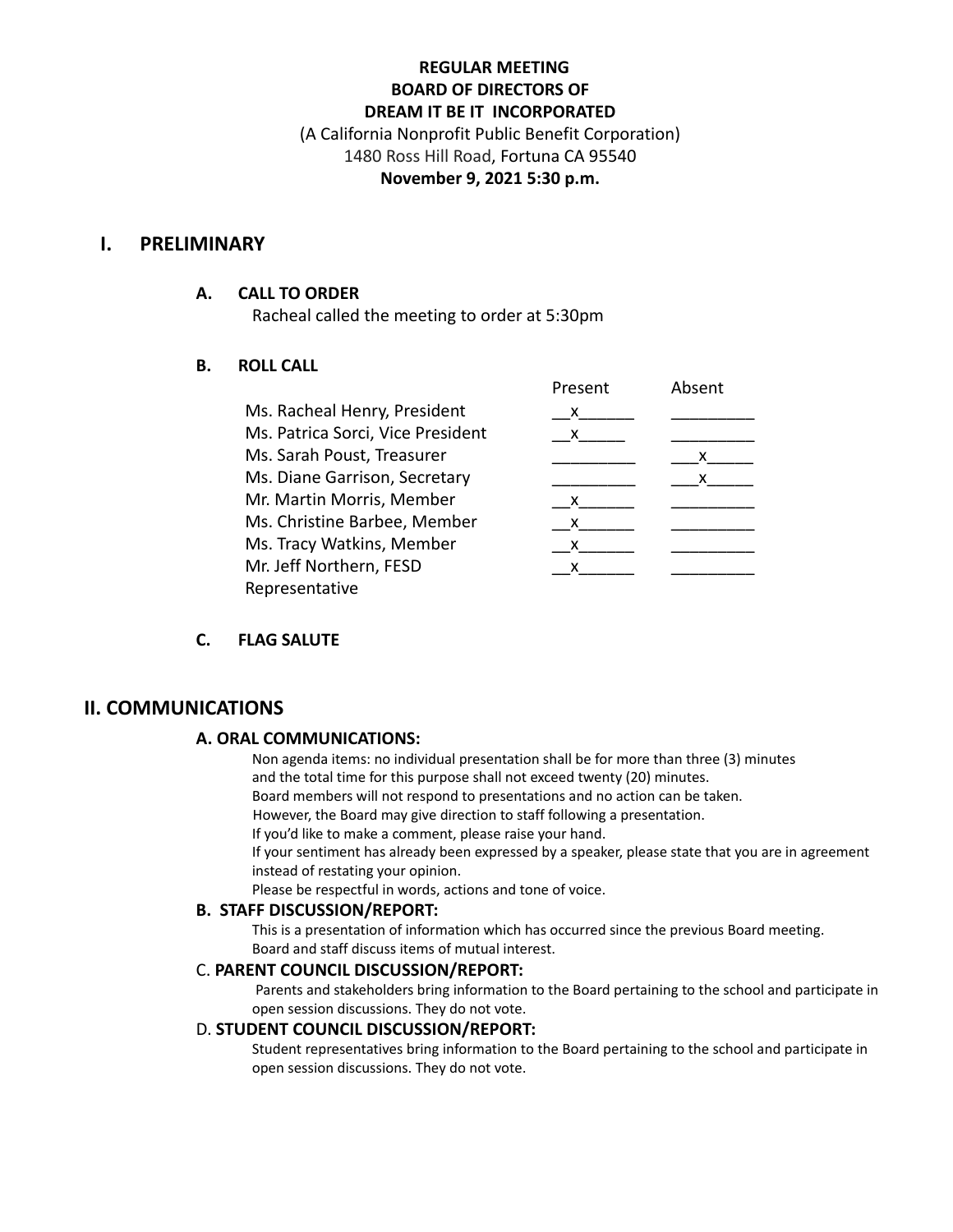**REGULAR MEETING**
**BOARD OF DIRECTORS OF**
**DREAM IT BE IT INCORPORATED**
(A California Nonprofit Public Benefit Corporation)
1480 Ross Hill Road, Fortuna CA 95540
**November 9, 2021 5:30 p.m.**

# I. PRELIMINARY

### A. CALL TO ORDER

Racheal called the meeting to order at 5:30pm

### B. ROLL CALL

| | Present | Absent |
|---|---|---|
| Ms. Racheal Henry, President | x | |
| Ms. Patrica Sorci, Vice President | x | |
| Ms. Sarah Poust, Treasurer | | x |
| Ms. Diane Garrison, Secretary | | x |
| Mr. Martin Morris, Member | x | |
| Ms. Christine Barbee, Member | x | |
| Ms. Tracy Watkins, Member | x | |
| Mr. Jeff Northern, FESD Representative | x | |

### C. FLAG SALUTE

# II. COMMUNICATIONS

### A. ORAL COMMUNICATIONS:

Non agenda items: no individual presentation shall be for more than three (3) minutes and the total time for this purpose shall not exceed twenty (20) minutes.
Board members will not respond to presentations and no action can be taken.
However, the Board may give direction to staff following a presentation.
If you'd like to make a comment, please raise your hand.
If your sentiment has already been expressed by a speaker, please state that you are in agreement instead of restating your opinion.
Please be respectful in words, actions and tone of voice.

### B. STAFF DISCUSSION/REPORT:

This is a presentation of information which has occurred since the previous Board meeting.
Board and staff discuss items of mutual interest.

### C. PARENT COUNCIL DISCUSSION/REPORT:

Parents and stakeholders bring information to the Board pertaining to the school and participate in open session discussions. They do not vote.

### D. STUDENT COUNCIL DISCUSSION/REPORT:

Student representatives bring information to the Board pertaining to the school and participate in open session discussions. They do not vote.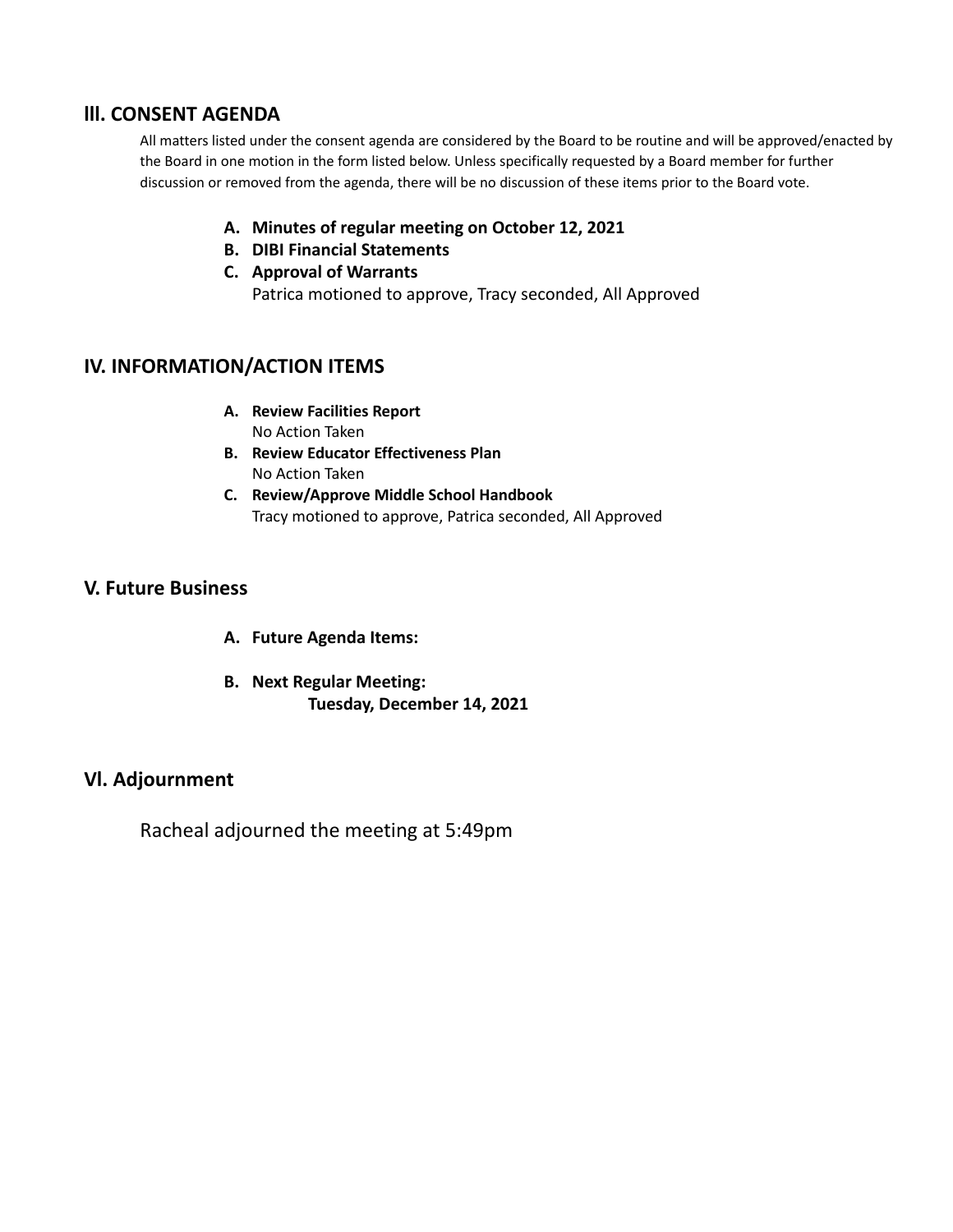## lll. CONSENT AGENDA

All matters listed under the consent agenda are considered by the Board to be routine and will be approved/enacted by the Board in one motion in the form listed below. Unless specifically requested by a Board member for further discussion or removed from the agenda, there will be no discussion of these items prior to the Board vote.

- **A. Minutes of regular meeting on October 12, 2021**
- **B. DIBI Financial Statements**
- **C. Approval of Warrants**
  Patrica motioned to approve, Tracy seconded, All Approved

## IV. INFORMATION/ACTION ITEMS

- **A. Review Facilities Report**
  No Action Taken
- **B. Review Educator Effectiveness Plan**
  No Action Taken
- **C. Review/Approve Middle School Handbook**
  Tracy motioned to approve, Patrica seconded, All Approved

## V. Future Business

- **A. Future Agenda Items:**
- **B. Next Regular Meeting:**
  **Tuesday, December 14, 2021**

## Vl. Adjournment

Racheal adjourned the meeting at 5:49pm